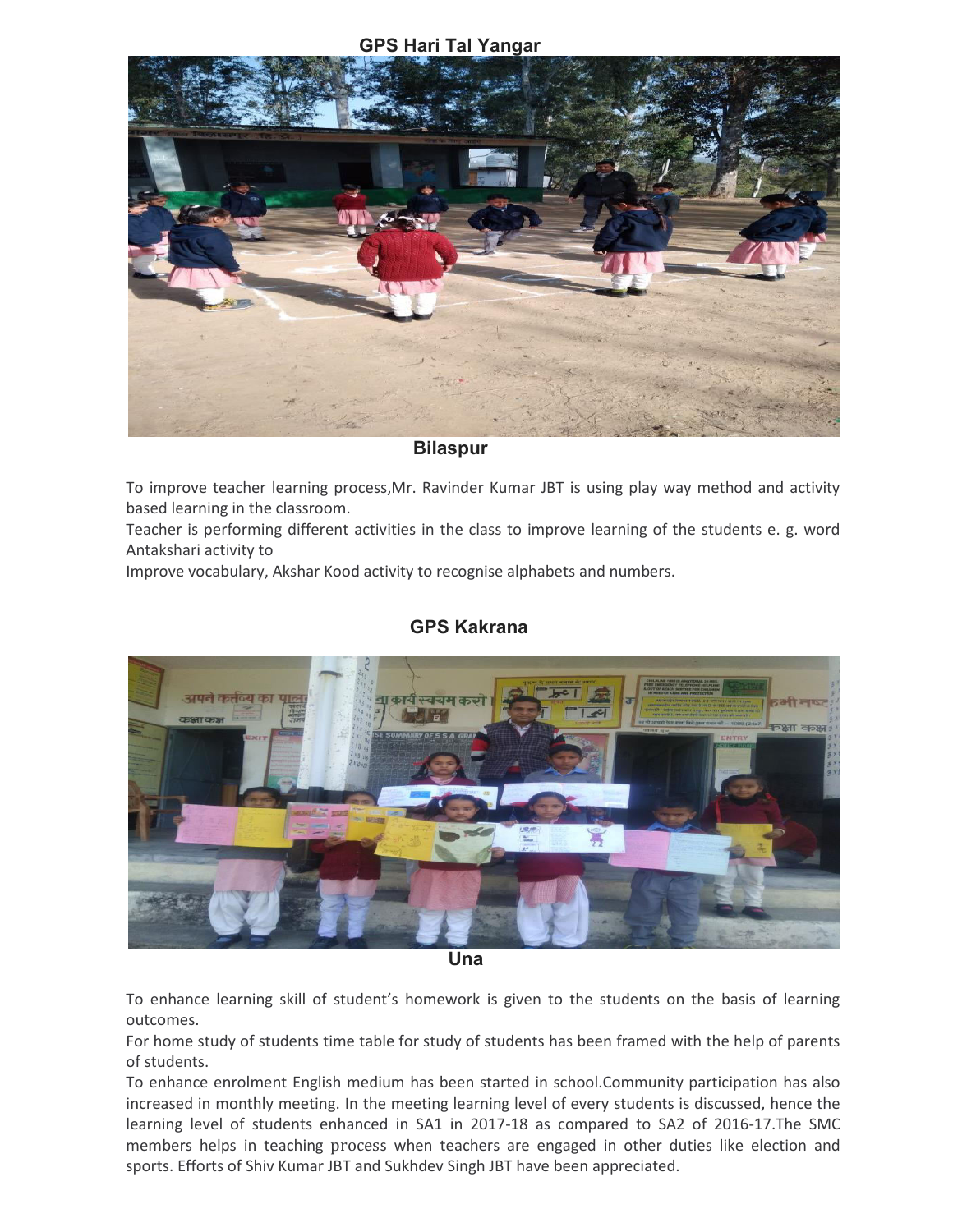## GPS Hari Tal Yangar

**Bilaspur**

To improve teacher learning process,Mr. Ravinder Kumar JBT is using play way method and activity based learning in the classroom.

Teacher is performing different activities in the class to improve learning of the students e. g. word Antakshari activity to

Improve vocabulary, Akshar Kood activity to recognise alphabets and numbers.

## GPS Kakrana

**Una**

To enhance learning skill of student's homework is given to the students on the basis of learning outcomes.

For home study of students time table for study of students has been framed with the help of parents of students.

To enhance enrolment English medium has been started in school.Community participation has also increased in monthly meeting. In the meeting learning level of every students is discussed, hence the learning level of students enhanced in SA1 in 2017-18 as compared to SA2 of 2016-17.The SMC members helps in teaching process when teachers are engaged in other duties like election and sports. Efforts of Shiv Kumar JBT and Sukhdev Singh JBT have been appreciated.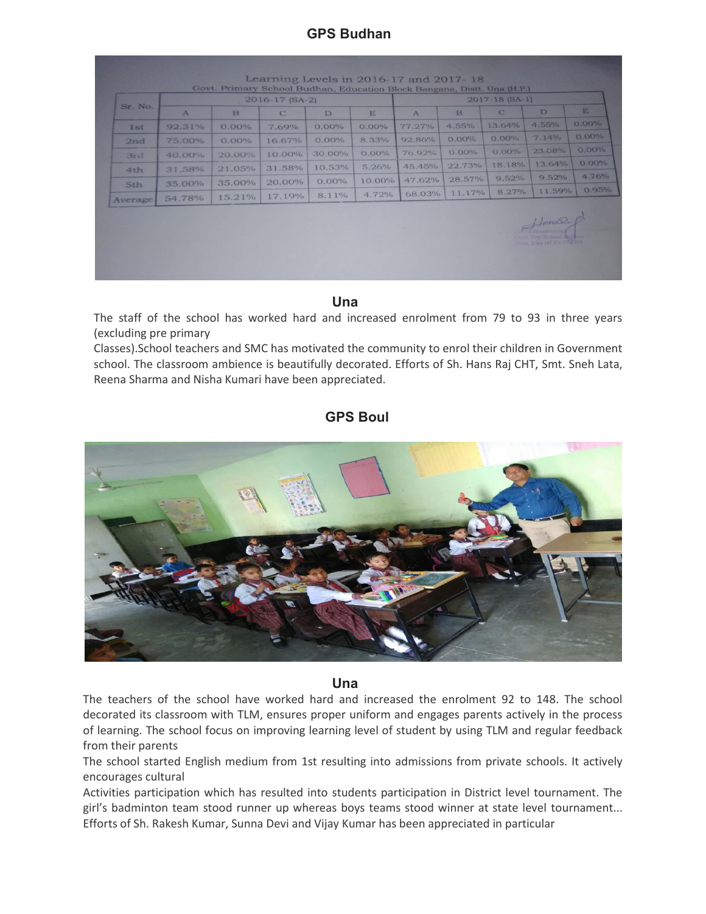## GPS Budhan

Learning Levels in 2016-17 and 2017- 18
Govt. Primary School Budhan, Education Block Bangana, Distt. Una (H.P.)

| Sr. No. | 2016-17 (SA-2) | | | | | 2017-18 (SA-1) | | | | |
|---|---|---|---|---|---|---|---|---|---|---|
| | A | B | C | D | E | A | B | C | D | E |
| 1st | 92.31% | 0.00% | 7.69% | 0.00% | 0.00% | 77.27% | 4.55% | 13.64% | 4.55% | 0.00% |
| 2nd | 75.00% | 0.00% | 16.67% | 0.00% | 8.33% | 92.86% | 0.00% | 0.00% | 7.14% | 0.00% |
| 3rd | 40.00% | 20.00% | 10.00% | 30.00% | 0.00% | 76.92% | 0.00% | 0.00% | 23.08% | 0.00% |
| 4th | 31.58% | 21.05% | 31.58% | 10.53% | 5.26% | 45.45% | 22.73% | 18.18% | 13.64% | 0.00% |
| 5th | 35.00% | 35.00% | 20.00% | 0.00% | 10.00% | 47.62% | 28.57% | 9.52% | 9.52% | 4.76% |
| Average | 54.78% | 15.21% | 17.19% | 8.11% | 4.72% | 68.03% | 11.17% | 8.27% | 11.59% | 0.95% |

### Una

The staff of the school has worked hard and increased enrolment from 79 to 93 in three years (excluding pre primary Classes).School teachers and SMC has motivated the community to enrol their children in Government school. The classroom ambience is beautifully decorated. Efforts of Sh. Hans Raj CHT, Smt. Sneh Lata, Reena Sharma and Nisha Kumari have been appreciated.

## GPS Boul

### Una

The teachers of the school have worked hard and increased the enrolment 92 to 148. The school decorated its classroom with TLM, ensures proper uniform and engages parents actively in the process of learning. The school focus on improving learning level of student by using TLM and regular feedback from their parents

The school started English medium from 1st resulting into admissions from private schools. It actively encourages cultural Activities participation which has resulted into students participation in District level tournament. The girl's badminton team stood runner up whereas boys teams stood winner at state level tournament... Efforts of Sh. Rakesh Kumar, Sunna Devi and Vijay Kumar has been appreciated in particular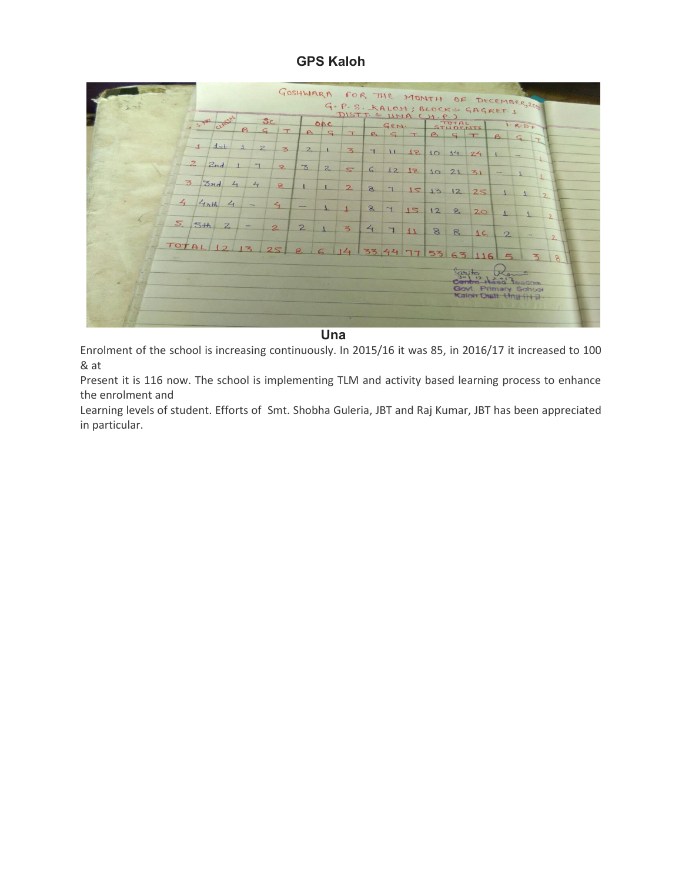**GPS Kaloh**

**Una**

Enrolment of the school is increasing continuously. In 2015/16 it was 85, in 2016/17 it increased to 100 & at

Present it is 116 now. The school is implementing TLM and activity based learning process to enhance the enrolment and

Learning levels of student. Efforts of Smt. Shobha Guleria, JBT and Raj Kumar, JBT has been appreciated in particular.